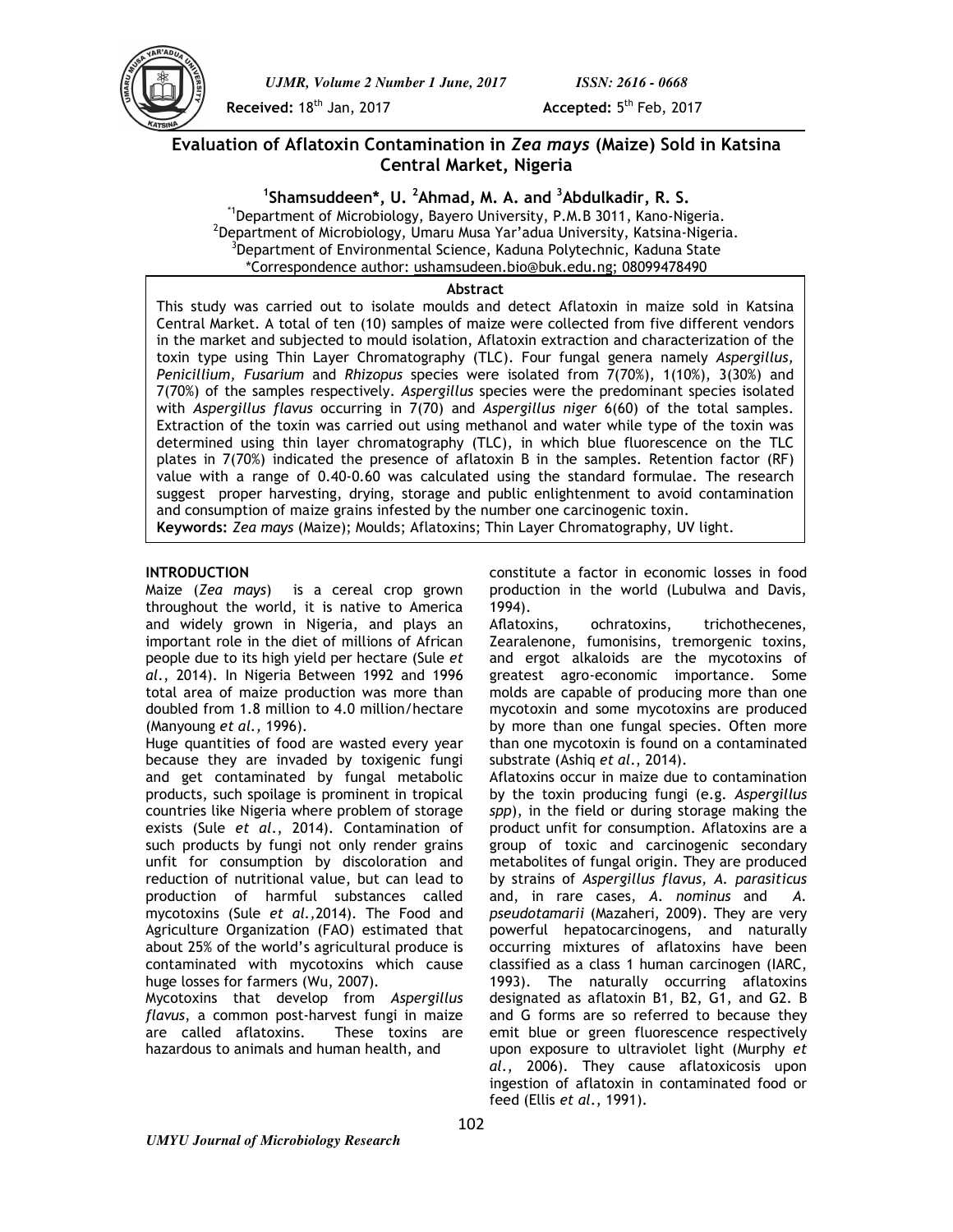**Received:** 18th Jan, 2017 **Accepted:** 5th Feb, 2017

# Evaluation of Aflatoxin Contamination in *Zea mays* (Maize) Sold in Katsina Central Market, Nigeria

**[1]Shamsuddeen\*, U. [2]Ahmad, M. A. and [3]Abdulkadir, R. S.**

[\*1]Department of Microbiology, Bayero University, P.M.B 3011, Kano-Nigeria.
[2]Department of Microbiology, Umaru Musa Yar'adua University, Katsina-Nigeria.
[3]Department of Environmental Science, Kaduna Polytechnic, Kaduna State
\*Correspondence author: ushamsudeen.bio@buk.edu.ng; 08099478490

**Abstract**

This study was carried out to isolate moulds and detect Aflatoxin in maize sold in Katsina Central Market. A total of ten (10) samples of maize were collected from five different vendors in the market and subjected to mould isolation, Aflatoxin extraction and characterization of the toxin type using Thin Layer Chromatography (TLC). Four fungal genera namely *Aspergillus, Penicillium, Fusarium* and *Rhizopus* species were isolated from 7(70%), 1(10%), 3(30%) and 7(70%) of the samples respectively. *Aspergillus* species were the predominant species isolated with *Aspergillus flavus* occurring in 7(70) and *Aspergillus niger* 6(60) of the total samples. Extraction of the toxin was carried out using methanol and water while type of the toxin was determined using thin layer chromatography (TLC), in which blue fluorescence on the TLC plates in 7(70%) indicated the presence of aflatoxin B in the samples. Retention factor (RF) value with a range of 0.40-0.60 was calculated using the standard formulae. The research suggest proper harvesting, drying, storage and public enlightenment to avoid contamination and consumption of maize grains infested by the number one carcinogenic toxin.

**Keywords:** *Zea mays* (Maize); Moulds; Aflatoxins; Thin Layer Chromatography, UV light.

## INTRODUCTION

Maize (*Zea mays*) is a cereal crop grown throughout the world, it is native to America and widely grown in Nigeria, and plays an important role in the diet of millions of African people due to its high yield per hectare (Sule *et al*., 2014). In Nigeria Between 1992 and 1996 total area of maize production was more than doubled from 1.8 million to 4.0 million/hectare (Manyoung *et al.,* 1996).

Huge quantities of food are wasted every year because they are invaded by toxigenic fungi and get contaminated by fungal metabolic products, such spoilage is prominent in tropical countries like Nigeria where problem of storage exists (Sule *et al*., 2014). Contamination of such products by fungi not only render grains unfit for consumption by discoloration and reduction of nutritional value, but can lead to production of harmful substances called mycotoxins (Sule *et al.,*2014). The Food and Agriculture Organization (FAO) estimated that about 25% of the world's agricultural produce is contaminated with mycotoxins which cause huge losses for farmers (Wu, 2007).

Mycotoxins that develop from *Aspergillus flavus*, a common post-harvest fungi in maize are called aflatoxins. These toxins are hazardous to animals and human health, and constitute a factor in economic losses in food production in the world (Lubulwa and Davis, 1994).

Aflatoxins, ochratoxins, trichothecenes, Zearalenone, fumonisins, tremorgenic toxins, and ergot alkaloids are the mycotoxins of greatest agro-economic importance. Some molds are capable of producing more than one mycotoxin and some mycotoxins are produced by more than one fungal species. Often more than one mycotoxin is found on a contaminated substrate (Ashiq *et al*., 2014).

Aflatoxins occur in maize due to contamination by the toxin producing fungi (e.g. *Aspergillus spp*), in the field or during storage making the product unfit for consumption. Aflatoxins are a group of toxic and carcinogenic secondary metabolites of fungal origin. They are produced by strains of *Aspergillus flavus*, *A. parasiticus* and, in rare cases, *A. nominus* and *A. pseudotamarii* (Mazaheri, 2009). They are very powerful hepatocarcinogens, and naturally occurring mixtures of aflatoxins have been classified as a class 1 human carcinogen (IARC, 1993). The naturally occurring aflatoxins designated as aflatoxin B1, B2, G1, and G2. B and G forms are so referred to because they emit blue or green fluorescence respectively upon exposure to ultraviolet light (Murphy *et al*., 2006). They cause aflatoxicosis upon ingestion of aflatoxin in contaminated food or feed (Ellis *et al*., 1991).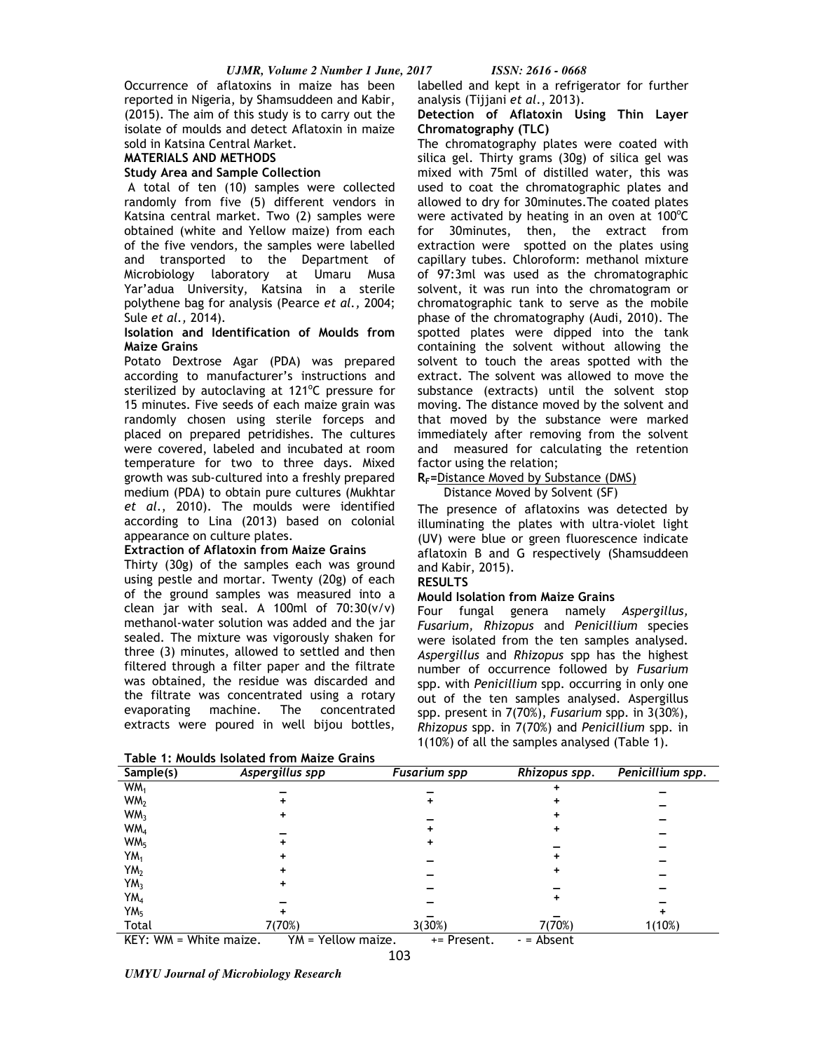Occurrence of aflatoxins in maize has been reported in Nigeria, by Shamsuddeen and Kabir, (2015). The aim of this study is to carry out the isolate of moulds and detect Aflatoxin in maize sold in Katsina Central Market.

## MATERIALS AND METHODS

### Study Area and Sample Collection

A total of ten (10) samples were collected randomly from five (5) different vendors in Katsina central market. Two (2) samples were obtained (white and Yellow maize) from each of the five vendors, the samples were labelled and transported to the Department of Microbiology laboratory at Umaru Musa Yar'adua University, Katsina in a sterile polythene bag for analysis (Pearce *et al.,* 2004; Sule *et al.,* 2014).

### Isolation and Identification of Moulds from Maize Grains

Potato Dextrose Agar (PDA) was prepared according to manufacturer's instructions and sterilized by autoclaving at 121°C pressure for 15 minutes. Five seeds of each maize grain was randomly chosen using sterile forceps and placed on prepared petridishes. The cultures were covered, labeled and incubated at room temperature for two to three days. Mixed growth was sub-cultured into a freshly prepared medium (PDA) to obtain pure cultures (Mukhtar *et al.,* 2010). The moulds were identified according to Lina (2013) based on colonial appearance on culture plates.

### Extraction of Aflatoxin from Maize Grains

Thirty (30g) of the samples each was ground using pestle and mortar. Twenty (20g) of each of the ground samples was measured into a clean jar with seal. A 100ml of 70:30(v/v) methanol-water solution was added and the jar sealed. The mixture was vigorously shaken for three (3) minutes, allowed to settled and then filtered through a filter paper and the filtrate was obtained, the residue was discarded and the filtrate was concentrated using a rotary evaporating machine. The concentrated extracts were poured in well bijou bottles, labelled and kept in a refrigerator for further analysis (Tijjani *et al.*, 2013).

### Detection of Aflatoxin Using Thin Layer Chromatography (TLC)

The chromatography plates were coated with silica gel. Thirty grams (30g) of silica gel was mixed with 75ml of distilled water, this was used to coat the chromatographic plates and allowed to dry for 30minutes.The coated plates were activated by heating in an oven at 100°C for 30minutes, then, the extract from extraction were spotted on the plates using capillary tubes. Chloroform: methanol mixture of 97:3ml was used as the chromatographic solvent, it was run into the chromatogram or chromatographic tank to serve as the mobile phase of the chromatography (Audi, 2010). The spotted plates were dipped into the tank containing the solvent without allowing the solvent to touch the areas spotted with the extract. The solvent was allowed to move the substance (extracts) until the solvent stop moving. The distance moved by the solvent and that moved by the substance were marked immediately after removing from the solvent and measured for calculating the retention factor using the relation;

$$R_F = \frac{\text{Distance Moved by Substance (DMS)}}{\text{Distance Moved by Solvent (SF)}}$$

The presence of aflatoxins was detected by illuminating the plates with ultra-violet light (UV) were blue or green fluorescence indicate aflatoxin B and G respectively (Shamsuddeen and Kabir, 2015).

## RESULTS

### Mould Isolation from Maize Grains

Four fungal genera namely *Aspergillus, Fusarium, Rhizopus* and *Penicillium* species were isolated from the ten samples analysed. *Aspergillus* and *Rhizopus* spp has the highest number of occurrence followed by *Fusarium* spp. with *Penicillium* spp. occurring in only one out of the ten samples analysed. Aspergillus spp. present in 7(70%), *Fusarium* spp. in 3(30%), *Rhizopus* spp. in 7(70%) and *Penicillium* spp. in 1(10%) of all the samples analysed (Table 1).

**Table 1: Moulds Isolated from Maize Grains**

| Sample(s) | *Aspergillus spp* | *Fusarium spp* | *Rhizopus spp.* | *Penicillium spp.* |
|---|---|---|---|---|
| $WM_1$ | – | – | + | – |
| $WM_2$ | + | + | + | – |
| $WM_3$ | + | – | + | – |
| $WM_4$ | – | + | + | – |
| $WM_5$ | + | + | – | – |
| $YM_1$ | + | – | + | – |
| $YM_2$ | + | – | + | – |
| $YM_3$ | + | – | – | – |
| $YM_4$ | – | – | + | – |
| $YM_5$ | + | – | – | + |
| Total | 7(70%) | 3(30%) | 7(70%) | 1(10%) |

KEY: WM = White maize. YM = Yellow maize. += Present. - = Absent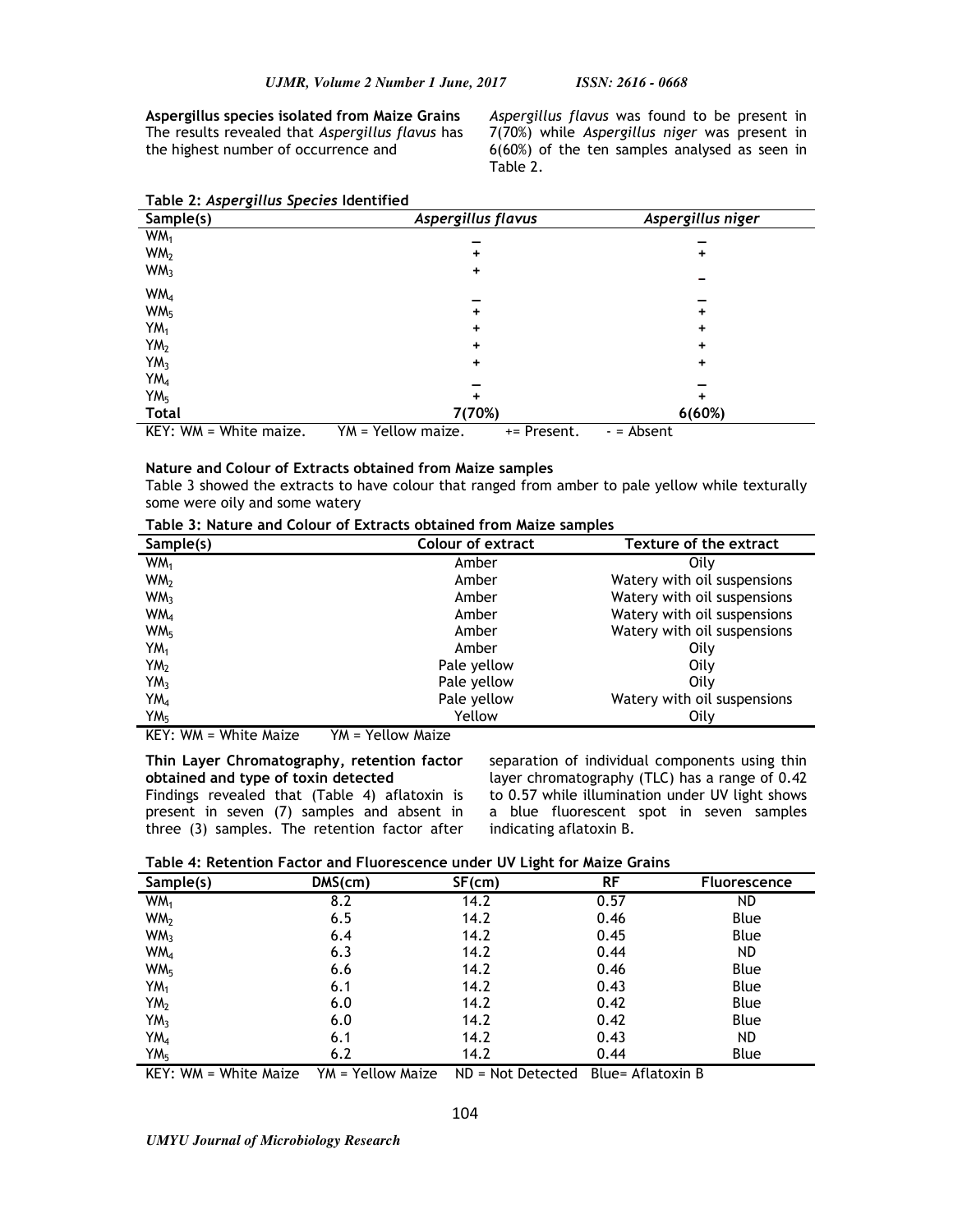**Aspergillus species isolated from Maize Grains**

The results revealed that *Aspergillus flavus* has the highest number of occurrence and *Aspergillus flavus* was found to be present in 7(70%) while *Aspergillus niger* was present in 6(60%) of the ten samples analysed as seen in Table 2.

**Table 2: *Aspergillus Species* Identified**

| Sample(s) | *Aspergillus flavus* | *Aspergillus niger* |
|---|---|---|
| $WM_1$ | – | – |
| $WM_2$ | + | + |
| $WM_3$ | + | – |
| $WM_4$ | – | – |
| $WM_5$ | + | + |
| $YM_1$ | + | + |
| $YM_2$ | + | + |
| $YM_3$ | + | + |
| $YM_4$ | – | – |
| $YM_5$ | + | + |
| **Total** | **7(70%)** | **6(60%)** |

KEY: WM = White maize. YM = Yellow maize. += Present. - = Absent

**Nature and Colour of Extracts obtained from Maize samples**

Table 3 showed the extracts to have colour that ranged from amber to pale yellow while texturally some were oily and some watery

**Table 3: Nature and Colour of Extracts obtained from Maize samples**

| Sample(s) | Colour of extract | Texture of the extract |
|---|---|---|
| $WM_1$ | Amber | Oily |
| $WM_2$ | Amber | Watery with oil suspensions |
| $WM_3$ | Amber | Watery with oil suspensions |
| $WM_4$ | Amber | Watery with oil suspensions |
| $WM_5$ | Amber | Watery with oil suspensions |
| $YM_1$ | Amber | Oily |
| $YM_2$ | Pale yellow | Oily |
| $YM_3$ | Pale yellow | Oily |
| $YM_4$ | Pale yellow | Watery with oil suspensions |
| $YM_5$ | Yellow | Oily |

KEY: WM = White Maize YM = Yellow Maize

**Thin Layer Chromatography, retention factor obtained and type of toxin detected**

Findings revealed that (Table 4) aflatoxin is present in seven (7) samples and absent in three (3) samples. The retention factor after separation of individual components using thin layer chromatography (TLC) has a range of 0.42 to 0.57 while illumination under UV light shows a blue fluorescent spot in seven samples indicating aflatoxin B.

**Table 4: Retention Factor and Fluorescence under UV Light for Maize Grains**

| Sample(s) | DMS(cm) | SF(cm) | RF | Fluorescence |
|---|---|---|---|---|
| $WM_1$ | 8.2 | 14.2 | 0.57 | ND |
| $WM_2$ | 6.5 | 14.2 | 0.46 | Blue |
| $WM_3$ | 6.4 | 14.2 | 0.45 | Blue |
| $WM_4$ | 6.3 | 14.2 | 0.44 | ND |
| $WM_5$ | 6.6 | 14.2 | 0.46 | Blue |
| $YM_1$ | 6.1 | 14.2 | 0.43 | Blue |
| $YM_2$ | 6.0 | 14.2 | 0.42 | Blue |
| $YM_3$ | 6.0 | 14.2 | 0.42 | Blue |
| $YM_4$ | 6.1 | 14.2 | 0.43 | ND |
| $YM_5$ | 6.2 | 14.2 | 0.44 | Blue |

KEY: WM = White Maize YM = Yellow Maize ND = Not Detected Blue= Aflatoxin B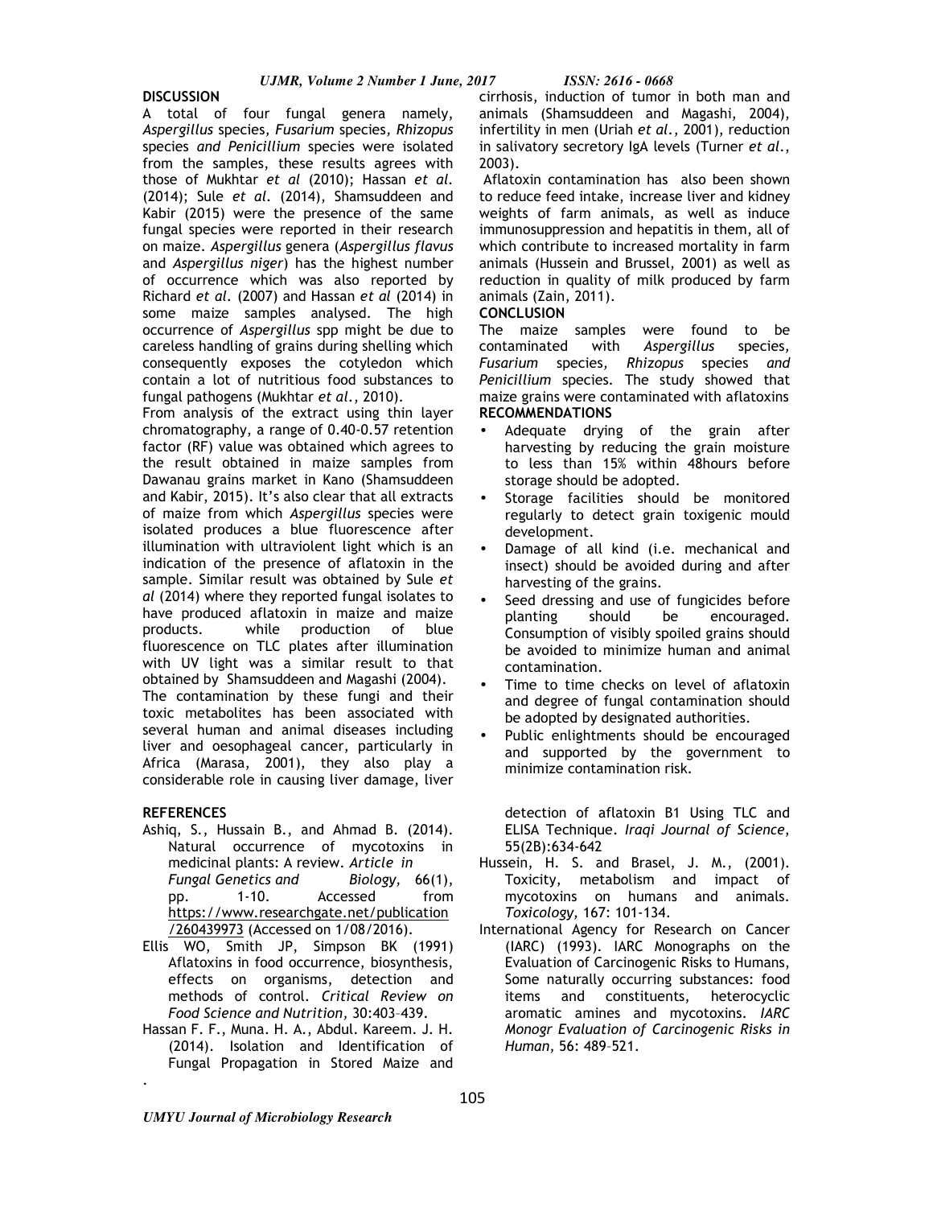## DISCUSSION

A total of four fungal genera namely, *Aspergillus* species, *Fusarium* species, *Rhizopus* species *and Penicillium* species were isolated from the samples, these results agrees with those of Mukhtar *et al* (2010); Hassan *et al.* (2014); Sule *et al.* (2014), Shamsuddeen and Kabir (2015) were the presence of the same fungal species were reported in their research on maize. *Aspergillus* genera (*Aspergillus flavus* and *Aspergillus niger*) has the highest number of occurrence which was also reported by Richard *et al.* (2007) and Hassan *et al* (2014) in some maize samples analysed. The high occurrence of *Aspergillus* spp might be due to careless handling of grains during shelling which consequently exposes the cotyledon which contain a lot of nutritious food substances to fungal pathogens (Mukhtar *et al.*, 2010).

From analysis of the extract using thin layer chromatography, a range of 0.40-0.57 retention factor (RF) value was obtained which agrees to the result obtained in maize samples from Dawanau grains market in Kano (Shamsuddeen and Kabir, 2015). It's also clear that all extracts of maize from which *Aspergillus* species were isolated produces a blue fluorescence after illumination with ultraviolent light which is an indication of the presence of aflatoxin in the sample. Similar result was obtained by Sule *et al* (2014) where they reported fungal isolates to have produced aflatoxin in maize and maize products. while production of blue fluorescence on TLC plates after illumination with UV light was a similar result to that obtained by Shamsuddeen and Magashi (2004).

The contamination by these fungi and their toxic metabolites has been associated with several human and animal diseases including liver and oesophageal cancer, particularly in Africa (Marasa, 2001), they also play a considerable role in causing liver damage, liver cirrhosis, induction of tumor in both man and animals (Shamsuddeen and Magashi, 2004), infertility in men (Uriah *et al.*, 2001), reduction in salivatory secretory IgA levels (Turner *et al.*, 2003).

Aflatoxin contamination has also been shown to reduce feed intake, increase liver and kidney weights of farm animals, as well as induce immunosuppression and hepatitis in them, all of which contribute to increased mortality in farm animals (Hussein and Brussel, 2001) as well as reduction in quality of milk produced by farm animals (Zain, 2011).

## CONCLUSION

The maize samples were found to be contaminated with *Aspergillus* species, *Fusarium* species, *Rhizopus* species *and Penicillium* species. The study showed that maize grains were contaminated with aflatoxins

## RECOMMENDATIONS

- Adequate drying of the grain after harvesting by reducing the grain moisture to less than 15% within 48hours before storage should be adopted.
- Storage facilities should be monitored regularly to detect grain toxigenic mould development.
- Damage of all kind (i.e. mechanical and insect) should be avoided during and after harvesting of the grains.
- Seed dressing and use of fungicides before planting should be encouraged. Consumption of visibly spoiled grains should be avoided to minimize human and animal contamination.
- Time to time checks on level of aflatoxin and degree of fungal contamination should be adopted by designated authorities.
- Public enlightments should be encouraged and supported by the government to minimize contamination risk.

## REFERENCES

Ashiq, S., Hussain B., and Ahmad B. (2014). Natural occurrence of mycotoxins in medicinal plants: A review. *Article in Fungal Genetics and Biology,* 66(1), pp. 1-10. Accessed from https://www.researchgate.net/publication/260439973 (Accessed on 1/08/2016).

Ellis WO, Smith JP, Simpson BK (1991) Aflatoxins in food occurrence, biosynthesis, effects on organisms, detection and methods of control. *Critical Review on Food Science and Nutrition,* 30:403–439.

Hassan F. F., Muna. H. A., Abdul. Kareem. J. H. (2014). Isolation and Identification of Fungal Propagation in Stored Maize and detection of aflatoxin B1 Using TLC and ELISA Technique. *Iraqi Journal of Science*, 55(2B):634-642

Hussein, H. S. and Brasel, J. M., (2001). Toxicity, metabolism and impact of mycotoxins on humans and animals. *Toxicology,* 167: 101-134.

International Agency for Research on Cancer (IARC) (1993). IARC Monographs on the Evaluation of Carcinogenic Risks to Humans, Some naturally occurring substances: food items and constituents, heterocyclic aromatic amines and mycotoxins. *IARC Monogr Evaluation of Carcinogenic Risks in Human,* 56: 489–521.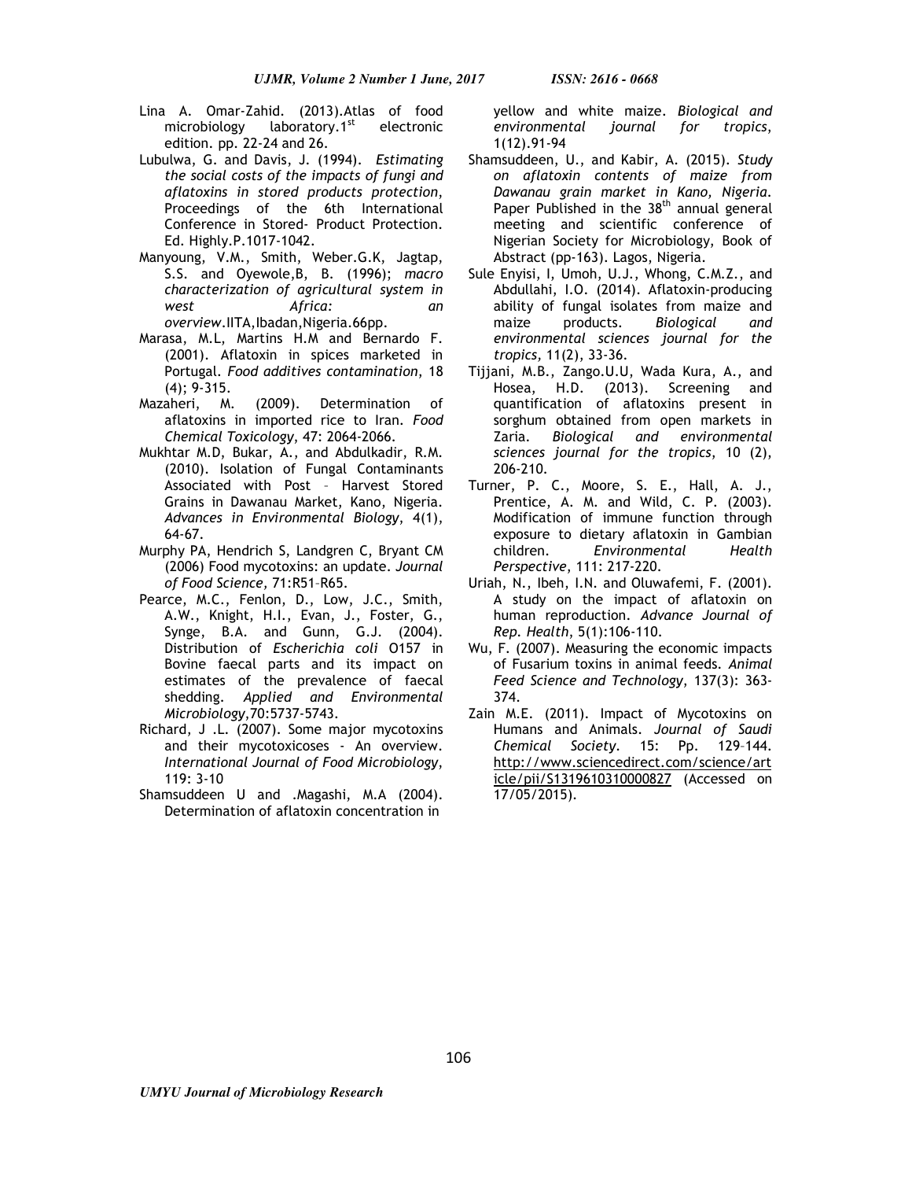Lina A. Omar-Zahid. (2013).Atlas of food microbiology laboratory.1st electronic edition. pp. 22-24 and 26.

Lubulwa, G. and Davis, J. (1994). *Estimating the social costs of the impacts of fungi and aflatoxins in stored products protection*, Proceedings of the 6th International Conference in Stored- Product Protection. Ed. Highly.P.1017-1042.

Manyoung, V.M., Smith, Weber.G.K, Jagtap, S.S. and Oyewole,B, B. (1996); *macro characterization of agricultural system in west Africa: an overview*.IITA,Ibadan,Nigeria.66pp.

Marasa, M.L, Martins H.M and Bernardo F. (2001). Aflatoxin in spices marketed in Portugal. *Food additives contamination*, 18 (4); 9-315.

Mazaheri, M. (2009). Determination of aflatoxins in imported rice to Iran. *Food Chemical Toxicology*, 47: 2064-2066.

Mukhtar M.D, Bukar, A., and Abdulkadir, R.M. (2010). Isolation of Fungal Contaminants Associated with Post – Harvest Stored Grains in Dawanau Market, Kano, Nigeria. *Advances in Environmental Biology*, 4(1), 64-67.

Murphy PA, Hendrich S, Landgren C, Bryant CM (2006) Food mycotoxins: an update. *Journal of Food Science,* 71:R51–R65.

Pearce, M.C., Fenlon, D., Low, J.C., Smith, A.W., Knight, H.I., Evan, J., Foster, G., Synge, B.A. and Gunn, G.J. (2004). Distribution of *Escherichia coli* O157 in Bovine faecal parts and its impact on estimates of the prevalence of faecal shedding. *Applied and Environmental Microbiology*,70:5737-5743.

Richard, J .L. (2007). Some major mycotoxins and their mycotoxicoses - An overview. *International Journal of Food Microbiology*, 119: 3-10

Shamsuddeen U and .Magashi, M.A (2004). Determination of aflatoxin concentration in yellow and white maize. *Biological and environmental journal for tropics*, 1(12).91-94

Shamsuddeen, U., and Kabir, A. (2015). *Study on aflatoxin contents of maize from Dawanau grain market in Kano, Nigeria.* Paper Published in the 38th annual general meeting and scientific conference of Nigerian Society for Microbiology, Book of Abstract (pp-163). Lagos, Nigeria.

Sule Enyisi, I, Umoh, U.J., Whong, C.M.Z., and Abdullahi, I.O. (2014). Aflatoxin-producing ability of fungal isolates from maize and maize products. *Biological and environmental sciences journal for the tropics*, 11(2), 33-36.

Tijjani, M.B., Zango.U.U, Wada Kura, A., and Hosea, H.D. (2013). Screening and quantification of aflatoxins present in sorghum obtained from open markets in Zaria. *Biological and environmental sciences journal for the tropics*, 10 (2), 206-210.

Turner, P. C., Moore, S. E., Hall, A. J., Prentice, A. M. and Wild, C. P. (2003). Modification of immune function through exposure to dietary aflatoxin in Gambian children. *Environmental Health Perspective*, 111: 217-220.

Uriah, N., Ibeh, I.N. and Oluwafemi, F. (2001). A study on the impact of aflatoxin on human reproduction. *Advance Journal of Rep. Health*, 5(1):106-110.

Wu, F. (2007). Measuring the economic impacts of Fusarium toxins in animal feeds. *Animal Feed Science and Technology*, 137(3): 363-374.

Zain M.E. (2011). Impact of Mycotoxins on Humans and Animals. *Journal of Saudi Chemical Society.* 15: Pp. 129–144. http://www.sciencedirect.com/science/article/pii/S1319610310000827 (Accessed on 17/05/2015).